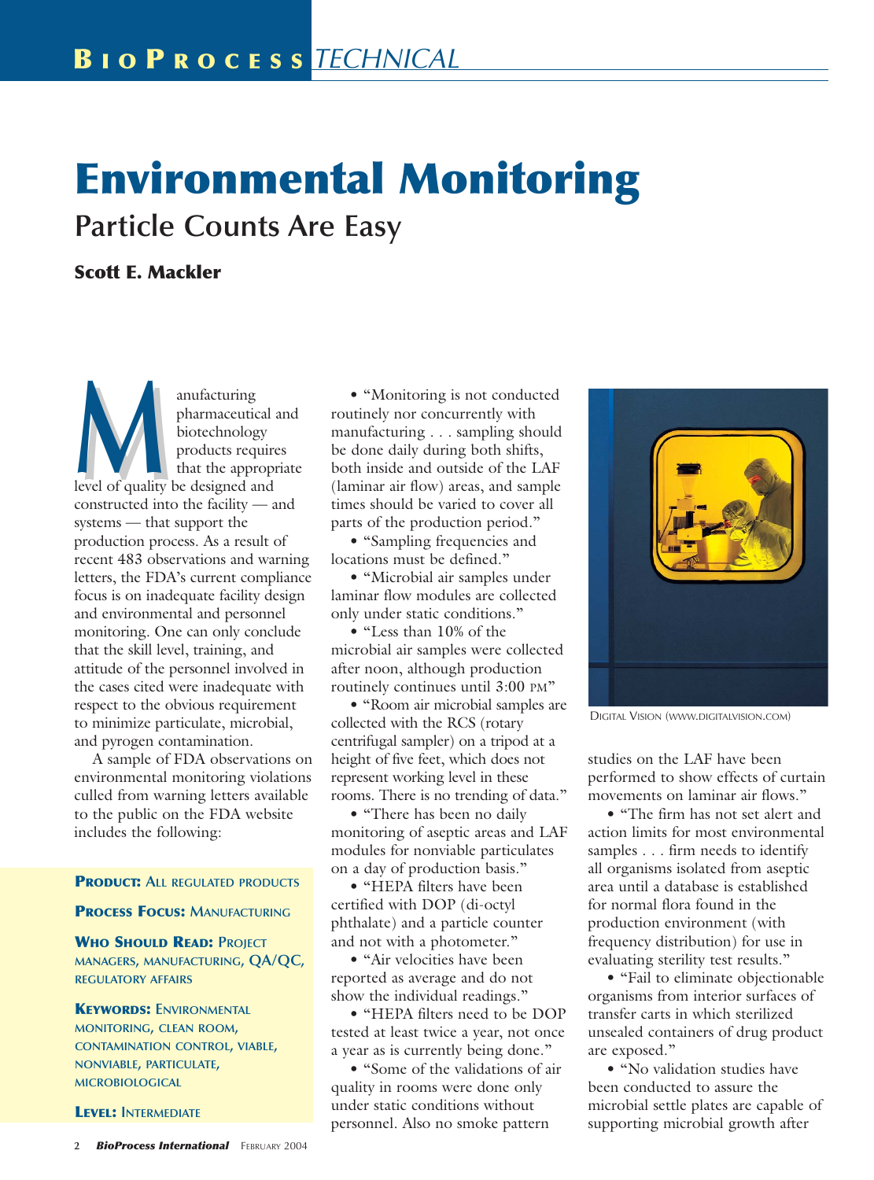# Environmental Monitoring

## Particle Counts Are Easy

**Scott E. Mackler**

Manufacturing pharmaceutical and biotechnology products requires that the appropriate level of quality be designed and constructed into the facility — and systems — that support the production process. As a result of recent 483 observations and warning letters, the FDA's current compliance focus is on inadequate facility design and environmental and personnel monitoring. One can only conclude that the skill level, training, and attitude of the personnel involved in the cases cited were inadequate with respect to the obvious requirement to minimize particulate, microbial, and pyrogen contamination.

A sample of FDA observations on environmental monitoring violations culled from warning letters available to the public on the FDA website includes the following:

**PRODUCT:** ALL REGULATED PRODUCTS

**PROCESS FOCUS:** MANUFACTURING

**WHO SHOULD READ:** PROJECT MANAGERS, MANUFACTURING, QA/QC, REGULATORY AFFAIRS

**KEYWORDS:** ENVIRONMENTAL MONITORING, CLEAN ROOM, CONTAMINATION CONTROL, VIABLE, NONVIABLE, PARTICULATE, MICROBIOLOGICAL

**LEVEL:** INTERMEDIATE

- "Monitoring is not conducted routinely nor concurrently with manufacturing . . . sampling should be done daily during both shifts, both inside and outside of the LAF (laminar air flow) areas, and sample times should be varied to cover all parts of the production period."
- "Sampling frequencies and locations must be defined."
- "Microbial air samples under laminar flow modules are collected only under static conditions."
- "Less than 10% of the microbial air samples were collected after noon, although production routinely continues until 3:00 PM"
- "Room air microbial samples are collected with the RCS (rotary centrifugal sampler) on a tripod at a height of five feet, which does not represent working level in these rooms. There is no trending of data."
- "There has been no daily monitoring of aseptic areas and LAF modules for nonviable particulates on a day of production basis."
- "HEPA filters have been certified with DOP (di-octyl phthalate) and a particle counter and not with a photometer."
- "Air velocities have been reported as average and do not show the individual readings."
- "HEPA filters need to be DOP tested at least twice a year, not once a year as is currently being done."
- "Some of the validations of air quality in rooms were done only under static conditions without personnel. Also no smoke pattern studies on the LAF have been performed to show effects of curtain movements on laminar air flows."
- "The firm has not set alert and action limits for most environmental samples . . . firm needs to identify all organisms isolated from aseptic area until a database is established for normal flora found in the production environment (with frequency distribution) for use in evaluating sterility test results."
- "Fail to eliminate objectionable organisms from interior surfaces of transfer carts in which sterilized unsealed containers of drug product are exposed."
- "No validation studies have been conducted to assure the microbial settle plates are capable of supporting microbial growth after

DIGITAL VISION (WWW.DIGITALVISION.COM)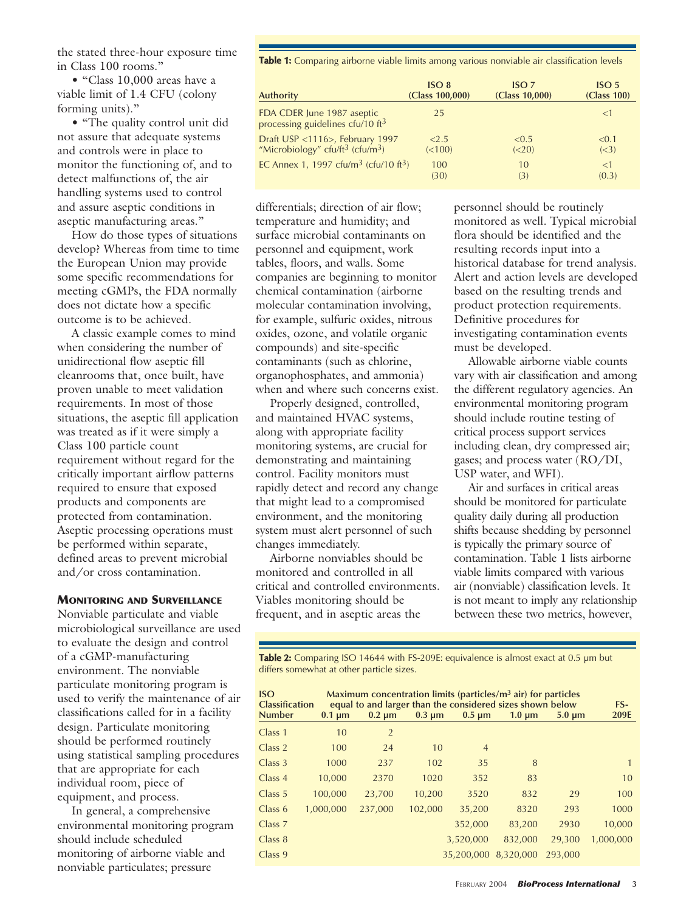the stated three-hour exposure time in Class 100 rooms."

- "Class 10,000 areas have a viable limit of 1.4 CFU (colony forming units)."
- "The quality control unit did not assure that adequate systems and controls were in place to monitor the functioning of, and to detect malfunctions of, the air handling systems used to control and assure aseptic conditions in aseptic manufacturing areas."

How do those types of situations develop? Whereas from time to time the European Union may provide some specific recommendations for meeting cGMPs, the FDA normally does not dictate how a specific outcome is to be achieved.

A classic example comes to mind when considering the number of unidirectional flow aseptic fill cleanrooms that, once built, have proven unable to meet validation requirements. In most of those situations, the aseptic fill application was treated as if it were simply a Class 100 particle count requirement without regard for the critically important airflow patterns required to ensure that exposed products and components are protected from contamination. Aseptic processing operations must be performed within separate, defined areas to prevent microbial and/or cross contamination.

## Monitoring and Surveillance

Nonviable particulate and viable microbiological surveillance are used to evaluate the design and control of a cGMP-manufacturing environment. The nonviable particulate monitoring program is used to verify the maintenance of air classifications called for in a facility design. Particulate monitoring should be performed routinely using statistical sampling procedures that are appropriate for each individual room, piece of equipment, and process.

In general, a comprehensive environmental monitoring program should include scheduled monitoring of airborne viable and nonviable particulates; pressure differentials; direction of air flow; temperature and humidity; and surface microbial contaminants on personnel and equipment, work tables, floors, and walls. Some companies are beginning to monitor chemical contamination (airborne molecular contamination involving, for example, sulfuric oxides, nitrous oxides, ozone, and volatile organic compounds) and site-specific contaminants (such as chlorine, organophosphates, and ammonia) when and where such concerns exist.

Properly designed, controlled, and maintained HVAC systems, along with appropriate facility monitoring systems, are crucial for demonstrating and maintaining control. Facility monitors must rapidly detect and record any change that might lead to a compromised environment, and the monitoring system must alert personnel of such changes immediately.

Airborne nonviables should be monitored and controlled in all critical and controlled environments. Viables monitoring should be frequent, and in aseptic areas the personnel should be routinely monitored as well. Typical microbial flora should be identified and the resulting records input into a historical database for trend analysis. Alert and action levels are developed based on the resulting trends and product protection requirements. Definitive procedures for investigating contamination events must be developed.

Allowable airborne viable counts vary with air classification and among the different regulatory agencies. An environmental monitoring program should include routine testing of critical process support services including clean, dry compressed air; gases; and process water (RO/DI, USP water, and WFI).

Air and surfaces in critical areas should be monitored for particulate quality daily during all production shifts because shedding by personnel is typically the primary source of contamination. Table 1 lists airborne viable limits compared with various air (nonviable) classification levels. It is not meant to imply any relationship between these two metrics, however,

**Table 1:** Comparing airborne viable limits among various nonviable air classification levels

| Authority | ISO 8 (Class 100,000) | ISO 7 (Class 10,000) | ISO 5 (Class 100) |
|---|---|---|---|
| FDA CDER June 1987 aseptic processing guidelines cfu/10 $ft^3$ | 25 | | <1 |
| Draft USP <1116>, February 1997 "Microbiology" cfu/$ft^3$ (cfu/$m^3$) | <2.5 (<100) | <0.5 (<20) | <0.1 (<3) |
| EC Annex 1, 1997 cfu/$m^3$ (cfu/10 $ft^3$) | 100 (30) | 10 (3) | <1 (0.3) |

**Table 2:** Comparing ISO 14644 with FS-209E: equivalence is almost exact at 0.5 µm but differs somewhat at other particle sizes.

| ISO Classification Number | Maximum concentration limits (particles/$m^3$ air) for particles equal to and larger than the considered sizes shown below | | | | | | FS-209E |
|---|---|---|---|---|---|---|---|
| | 0.1 µm | 0.2 µm | 0.3 µm | 0.5 µm | 1.0 µm | 5.0 µm | |
| Class 1 | 10 | 2 | | | | | |
| Class 2 | 100 | 24 | 10 | 4 | | | |
| Class 3 | 1000 | 237 | 102 | 35 | 8 | | 1 |
| Class 4 | 10,000 | 2370 | 1020 | 352 | 83 | | 10 |
| Class 5 | 100,000 | 23,700 | 10,200 | 3520 | 832 | 29 | 100 |
| Class 6 | 1,000,000 | 237,000 | 102,000 | 35,200 | 8320 | 293 | 1000 |
| Class 7 | | | | 352,000 | 83,200 | 2930 | 10,000 |
| Class 8 | | | | 3,520,000 | 832,000 | 29,300 | 1,000,000 |
| Class 9 | | | | 35,200,000 | 8,320,000 | 293,000 | |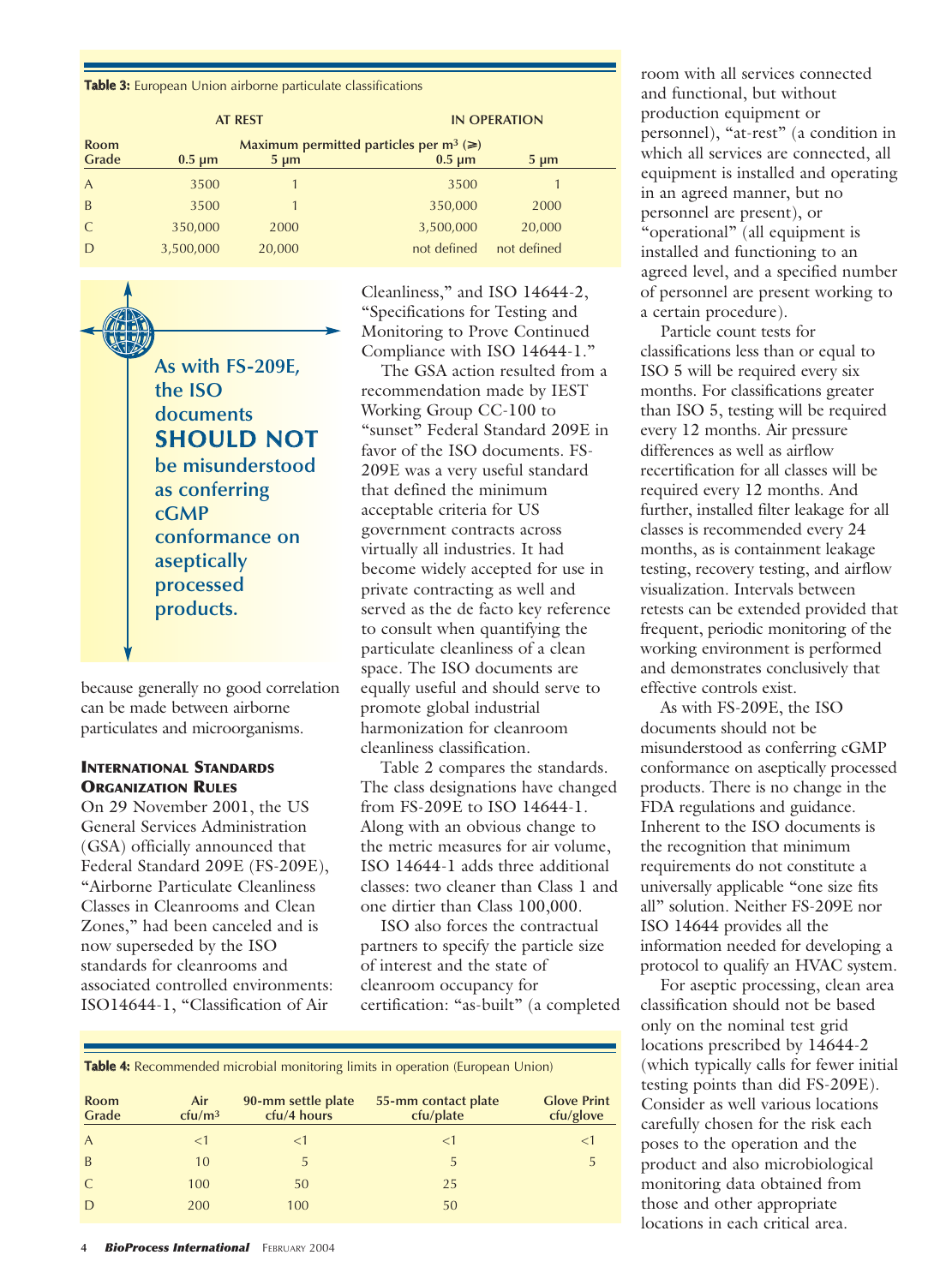**Table 3:** European Union airborne particulate classifications

| | AT REST | | IN OPERATION | |
|---|---|---|---|---|
| | Maximum permitted particles per m³ (≥) | | | |
| Room Grade | 0.5 µm | 5 µm | 0.5 µm | 5 µm |
| A | 3500 | 1 | 3500 | 1 |
| B | 3500 | 1 | 350,000 | 2000 |
| C | 350,000 | 2000 | 3,500,000 | 20,000 |
| D | 3,500,000 | 20,000 | not defined | not defined |

**As with FS-209E, the ISO documents SHOULD NOT be misunderstood as conferring cGMP conformance on aseptically processed products.**

because generally no good correlation can be made between airborne particulates and microorganisms.

### International Standards Organization Rules

On 29 November 2001, the US General Services Administration (GSA) officially announced that Federal Standard 209E (FS-209E), "Airborne Particulate Cleanliness Classes in Cleanrooms and Clean Zones," had been canceled and is now superseded by the ISO standards for cleanrooms and associated controlled environments: ISO14644-1, "Classification of Air Cleanliness," and ISO 14644-2, "Specifications for Testing and Monitoring to Prove Continued Compliance with ISO 14644-1."

The GSA action resulted from a recommendation made by IEST Working Group CC-100 to "sunset" Federal Standard 209E in favor of the ISO documents. FS-209E was a very useful standard that defined the minimum acceptable criteria for US government contracts across virtually all industries. It had become widely accepted for use in private contracting as well and served as the de facto key reference to consult when quantifying the particulate cleanliness of a clean space. The ISO documents are equally useful and should serve to promote global industrial harmonization for cleanroom cleanliness classification.

Table 2 compares the standards. The class designations have changed from FS-209E to ISO 14644-1. Along with an obvious change to the metric measures for air volume, ISO 14644-1 adds three additional classes: two cleaner than Class 1 and one dirtier than Class 100,000.

ISO also forces the contractual partners to specify the particle size of interest and the state of cleanroom occupancy for certification: "as-built" (a completed room with all services connected and functional, but without production equipment or personnel), "at-rest" (a condition in which all services are connected, all equipment is installed and operating in an agreed manner, but no personnel are present), or "operational" (all equipment is installed and functioning to an agreed level, and a specified number of personnel are present working to a certain procedure).

Particle count tests for classifications less than or equal to ISO 5 will be required every six months. For classifications greater than ISO 5, testing will be required every 12 months. Air pressure differences as well as airflow recertification for all classes will be required every 12 months. And further, installed filter leakage for all classes is recommended every 24 months, as is containment leakage testing, recovery testing, and airflow visualization. Intervals between retests can be extended provided that frequent, periodic monitoring of the working environment is performed and demonstrates conclusively that effective controls exist.

As with FS-209E, the ISO documents should not be misunderstood as conferring cGMP conformance on aseptically processed products. There is no change in the FDA regulations and guidance. Inherent to the ISO documents is the recognition that minimum requirements do not constitute a universally applicable "one size fits all" solution. Neither FS-209E nor ISO 14644 provides all the information needed for developing a protocol to qualify an HVAC system.

For aseptic processing, clean area classification should not be based only on the nominal test grid locations prescribed by 14644-2 (which typically calls for fewer initial testing points than did FS-209E). Consider as well various locations carefully chosen for the risk each poses to the operation and the product and also microbiological monitoring data obtained from those and other appropriate locations in each critical area.

**Table 4:** Recommended microbial monitoring limits in operation (European Union)

| Room Grade | Air cfu/m³ | 90-mm settle plate cfu/4 hours | 55-mm contact plate cfu/plate | Glove Print cfu/glove |
|---|---|---|---|---|
| A | <1 | <1 | <1 | <1 |
| B | 10 | 5 | 5 | 5 |
| C | 100 | 50 | 25 | |
| D | 200 | 100 | 50 | |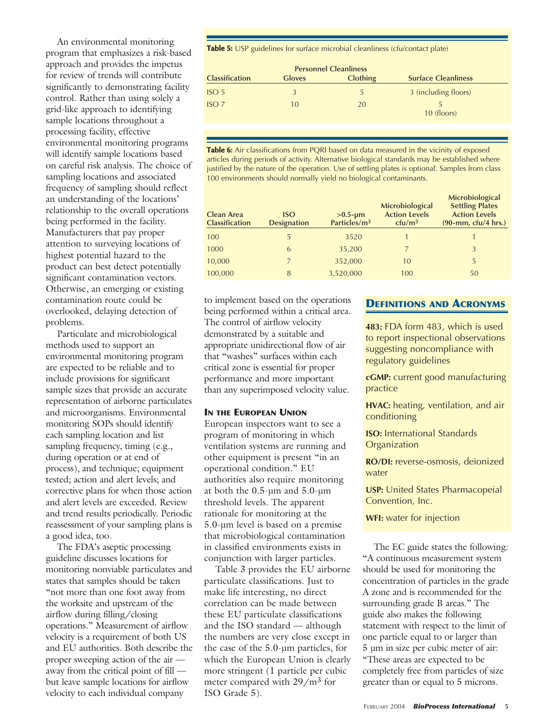An environmental monitoring program that emphasizes a risk-based approach and provides the impetus for review of trends will contribute significantly to demonstrating facility control. Rather than using solely a grid-like approach to identifying sample locations throughout a processing facility, effective environmental monitoring programs will identify sample locations based on careful risk analysis. The choice of sampling locations and associated frequency of sampling should reflect an understanding of the locations' relationship to the overall operations being performed in the facility. Manufacturers that pay proper attention to surveying locations of highest potential hazard to the product can best detect potentially significant contamination vectors. Otherwise, an emerging or existing contamination route could be overlooked, delaying detection of problems.

Particulate and microbiological methods used to support an environmental monitoring program are expected to be reliable and to include provisions for significant sample sizes that provide an accurate representation of airborne particulates and microorganisms. Environmental monitoring SOPs should identify each sampling location and list sampling frequency, timing (e.g., during operation or at end of process), and technique; equipment tested; action and alert levels; and corrective plans for when those action and alert levels are exceeded. Review and trend results periodically. Periodic reassessment of your sampling plans is a good idea, too.

The FDA's aseptic processing guideline discusses locations for monitoring nonviable particulates and states that samples should be taken "not more than one foot away from the worksite and upstream of the airflow during filling/closing operations." Measurement of airflow velocity is a requirement of both US and EU authorities. Both describe the proper sweeping action of the air — away from the critical point of fill — but leave sample locations for airflow velocity to each individual company to implement based on the operations being performed within a critical area. The control of airflow velocity demonstrated by a suitable and appropriate unidirectional flow of air that "washes" surfaces within each critical zone is essential for proper performance and more important than any superimposed velocity value.

**Table 5:** USP guidelines for surface microbial cleanliness (cfu/contact plate)

| | Personnel Cleanliness | | |
|---|---|---|---|
| Classification | Gloves | Clothing | Surface Cleanliness |
| ISO 5 | 3 | 5 | 3 (including floors) |
| ISO 7 | 10 | 20 | 5<br>10 (floors) |

**Table 6:** Air classifications from PQRI based on data measured in the vicinity of exposed articles during periods of activity. Alternative biological standards may be established where justified by the nature of the operation. Use of settling plates is optional. Samples from class 100 environments should normally yield no biological contaminants.

| Clean Area Classification | ISO Designation | >0.5-µm Particles/m³ | Microbiological Action Levels cfu/m³ | Microbiological Settling Plates Action Levels (90-mm, cfu/4 hrs.) |
|---|---|---|---|---|
| 100 | 5 | 3520 | 1 | 1 |
| 1000 | 6 | 35,200 | 7 | 3 |
| 10,000 | 7 | 352,000 | 10 | 5 |
| 100,000 | 8 | 3,520,000 | 100 | 50 |

### In the European Union

European inspectors want to see a program of monitoring in which ventilation systems are running and other equipment is present "in an operational condition." EU authorities also require monitoring at both the 0.5-µm and 5.0-µm threshold levels. The apparent rationale for monitoring at the 5.0-µm level is based on a premise that microbiological contamination in classified environments exists in conjunction with larger particles.

Table 3 provides the EU airborne particulate classifications. Just to make life interesting, no direct correlation can be made between these EU particulate classifications and the ISO standard — although the numbers are very close except in the case of the 5.0-µm particles, for which the European Union is clearly more stringent (1 particle per cubic meter compared with 29/m³ for ISO Grade 5).

### Definitions and Acronyms

**483:** FDA form 483, which is used to report inspectional observations suggesting noncompliance with regulatory guidelines

**cGMP:** current good manufacturing practice

**HVAC:** heating, ventilation, and air conditioning

**ISO:** International Standards Organization

**RO/DI:** reverse-osmosis, deionized water

**USP:** United States Pharmacopeial Convention, Inc.

**WFI:** water for injection

The EC guide states the following: "A continuous measurement system should be used for monitoring the concentration of particles in the grade A zone and is recommended for the surrounding grade B areas." The guide also makes the following statement with respect to the limit of one particle equal to or larger than 5 µm in size per cubic meter of air: "These areas are expected to be completely free from particles of size greater than or equal to 5 microns.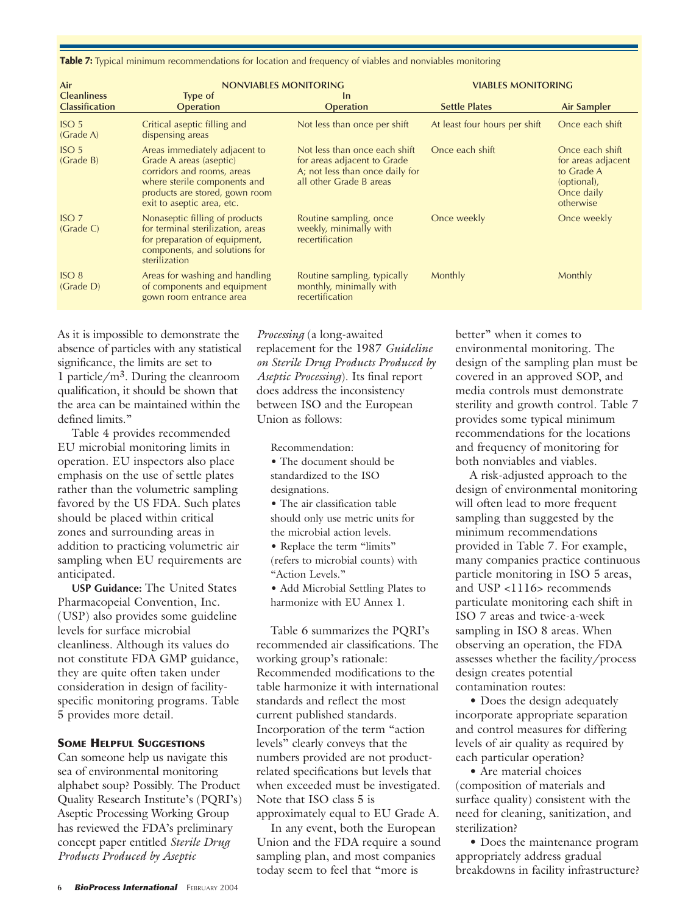**Table 7:** Typical minimum recommendations for location and frequency of viables and nonviables monitoring

| Air Cleanliness Classification | NONVIABLES MONITORING Type of Operation | In Operation | VIABLES MONITORING Settle Plates | Air Sampler |
|---|---|---|---|---|
| ISO 5 (Grade A) | Critical aseptic filling and dispensing areas | Not less than once per shift | At least four hours per shift | Once each shift |
| ISO 5 (Grade B) | Areas immediately adjacent to Grade A areas (aseptic) corridors and rooms, areas where sterile components and products are stored, gown room exit to aseptic area, etc. | Not less than once each shift for areas adjacent to Grade A; not less than once daily for all other Grade B areas | Once each shift | Once each shift for areas adjacent to Grade A (optional), Once daily otherwise |
| ISO 7 (Grade C) | Nonaseptic filling of products for terminal sterilization, areas for preparation of equipment, components, and solutions for sterilization | Routine sampling, once weekly, minimally with recertification | Once weekly | Once weekly |
| ISO 8 (Grade D) | Areas for washing and handling of components and equipment gown room entrance area | Routine sampling, typically monthly, minimally with recertification | Monthly | Monthly |

As it is impossible to demonstrate the absence of particles with any statistical significance, the limits are set to 1 particle/m$^3$. During the cleanroom qualification, it should be shown that the area can be maintained within the defined limits."

Table 4 provides recommended EU microbial monitoring limits in operation. EU inspectors also place emphasis on the use of settle plates rather than the volumetric sampling favored by the US FDA. Such plates should be placed within critical zones and surrounding areas in addition to practicing volumetric air sampling when EU requirements are anticipated.

**USP Guidance:** The United States Pharmacopeial Convention, Inc. (USP) also provides some guideline levels for surface microbial cleanliness. Although its values do not constitute FDA GMP guidance, they are quite often taken under consideration in design of facility-specific monitoring programs. Table 5 provides more detail.

## Some Helpful Suggestions

Can someone help us navigate this sea of environmental monitoring alphabet soup? Possibly. The Product Quality Research Institute's (PQRI's) Aseptic Processing Working Group has reviewed the FDA's preliminary concept paper entitled *Sterile Drug Products Produced by Aseptic Processing* (a long-awaited replacement for the 1987 *Guideline on Sterile Drug Products Produced by Aseptic Processing*). Its final report does address the inconsistency between ISO and the European Union as follows:

Recommendation:

- The document should be standardized to the ISO designations.
- The air classification table should only use metric units for the microbial action levels.
- Replace the term "limits" (refers to microbial counts) with "Action Levels."
- Add Microbial Settling Plates to harmonize with EU Annex 1.

Table 6 summarizes the PQRI's recommended air classifications. The working group's rationale: Recommended modifications to the table harmonize it with international standards and reflect the most current published standards. Incorporation of the term "action levels" clearly conveys that the numbers provided are not product-related specifications but levels that when exceeded must be investigated. Note that ISO class 5 is approximately equal to EU Grade A.

In any event, both the European Union and the FDA require a sound sampling plan, and most companies today seem to feel that "more is better" when it comes to environmental monitoring. The design of the sampling plan must be covered in an approved SOP, and media controls must demonstrate sterility and growth control. Table 7 provides some typical minimum recommendations for the locations and frequency of monitoring for both nonviables and viables.

A risk-adjusted approach to the design of environmental monitoring will often lead to more frequent sampling than suggested by the minimum recommendations provided in Table 7. For example, many companies practice continuous particle monitoring in ISO 5 areas, and USP <1116> recommends particulate monitoring each shift in ISO 7 areas and twice-a-week sampling in ISO 8 areas. When observing an operation, the FDA assesses whether the facility/process design creates potential contamination routes:

- Does the design adequately incorporate appropriate separation and control measures for differing levels of air quality as required by each particular operation?
- Are material choices (composition of materials and surface quality) consistent with the need for cleaning, sanitization, and sterilization?
- Does the maintenance program appropriately address gradual breakdowns in facility infrastructure?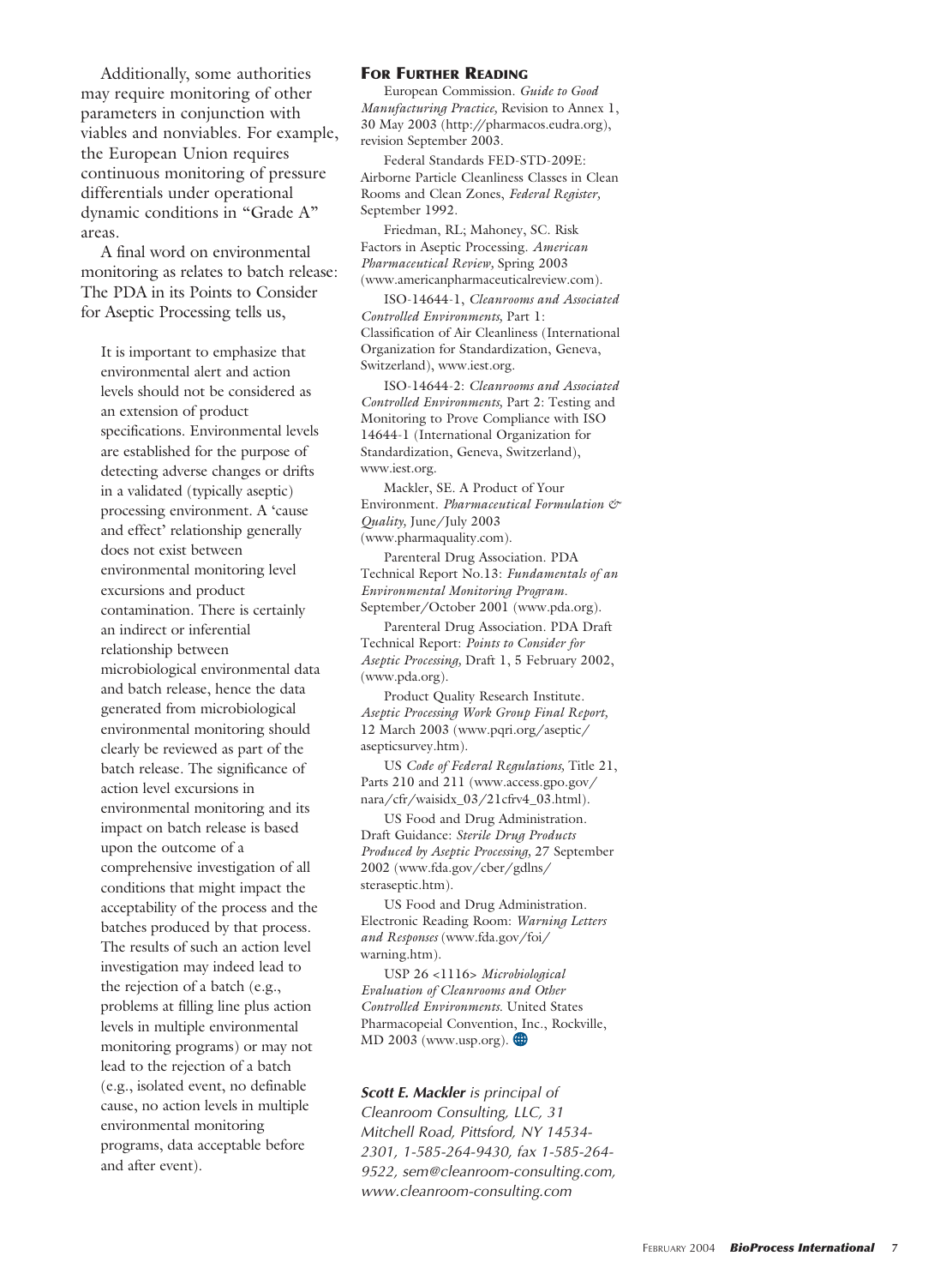Additionally, some authorities may require monitoring of other parameters in conjunction with viables and nonviables. For example, the European Union requires continuous monitoring of pressure differentials under operational dynamic conditions in "Grade A" areas.

A final word on environmental monitoring as relates to batch release: The PDA in its Points to Consider for Aseptic Processing tells us,

> It is important to emphasize that environmental alert and action levels should not be considered as an extension of product specifications. Environmental levels are established for the purpose of detecting adverse changes or drifts in a validated (typically aseptic) processing environment. A 'cause and effect' relationship generally does not exist between environmental monitoring level excursions and product contamination. There is certainly an indirect or inferential relationship between microbiological environmental data and batch release, hence the data generated from microbiological environmental monitoring should clearly be reviewed as part of the batch release. The significance of action level excursions in environmental monitoring and its impact on batch release is based upon the outcome of a comprehensive investigation of all conditions that might impact the acceptability of the process and the batches produced by that process. The results of such an action level investigation may indeed lead to the rejection of a batch (e.g., problems at filling line plus action levels in multiple environmental monitoring programs) or may not lead to the rejection of a batch (e.g., isolated event, no definable cause, no action levels in multiple environmental monitoring programs, data acceptable before and after event).

## For Further Reading

European Commission. *Guide to Good Manufacturing Practice,* Revision to Annex 1, 30 May 2003 (http://pharmacos.eudra.org), revision September 2003.

Federal Standards FED-STD-209E: Airborne Particle Cleanliness Classes in Clean Rooms and Clean Zones, *Federal Register,* September 1992.

Friedman, RL; Mahoney, SC. Risk Factors in Aseptic Processing. *American Pharmaceutical Review,* Spring 2003 (www.americanpharmaceuticalreview.com).

ISO-14644-1, *Cleanrooms and Associated Controlled Environments,* Part 1: Classification of Air Cleanliness (International Organization for Standardization, Geneva, Switzerland), www.iest.org.

ISO-14644-2: *Cleanrooms and Associated Controlled Environments,* Part 2: Testing and Monitoring to Prove Compliance with ISO 14644-1 (International Organization for Standardization, Geneva, Switzerland), www.iest.org.

Mackler, SE. A Product of Your Environment. *Pharmaceutical Formulation & Quality,* June/July 2003 (www.pharmaquality.com).

Parenteral Drug Association. PDA Technical Report No.13: *Fundamentals of an Environmental Monitoring Program.* September/October 2001 (www.pda.org).

Parenteral Drug Association. PDA Draft Technical Report: *Points to Consider for Aseptic Processing,* Draft 1, 5 February 2002, (www.pda.org).

Product Quality Research Institute. *Aseptic Processing Work Group Final Report,* 12 March 2003 (www.pqri.org/aseptic/asepticsurvey.htm).

US *Code of Federal Regulations,* Title 21, Parts 210 and 211 (www.access.gpo.gov/nara/cfr/waisidx_03/21cfrv4_03.html).

US Food and Drug Administration. Draft Guidance: *Sterile Drug Products Produced by Aseptic Processing,* 27 September 2002 (www.fda.gov/cber/gdlns/steraseptic.htm).

US Food and Drug Administration. Electronic Reading Room: *Warning Letters and Responses* (www.fda.gov/foi/warning.htm).

USP 26 <1116> *Microbiological Evaluation of Cleanrooms and Other Controlled Environments.* United States Pharmacopeial Convention, Inc., Rockville, MD 2003 (www.usp.org).

***Scott E. Mackler*** *is principal of Cleanroom Consulting, LLC, 31 Mitchell Road, Pittsford, NY 14534-2301, 1-585-264-9430, fax 1-585-264-9522, sem@cleanroom-consulting.com, www.cleanroom-consulting.com*